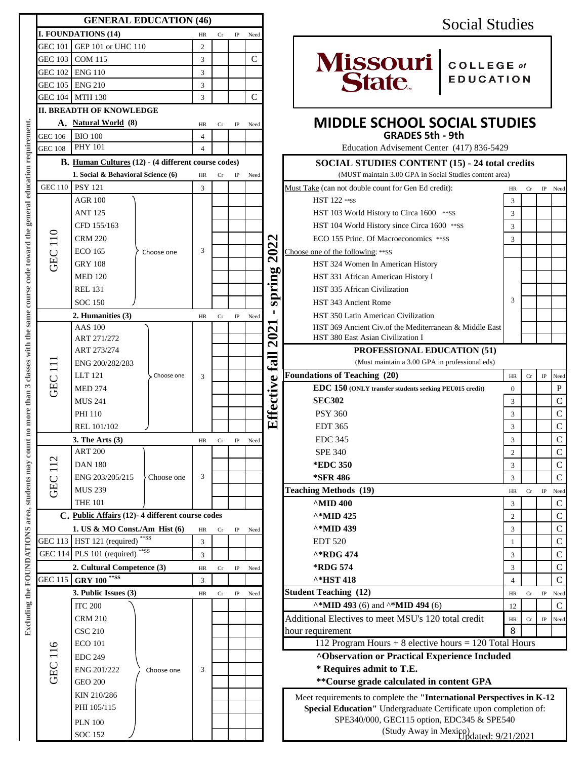# Social Studies

**Missouri State** | COLLEGE of EDUCATION

## MIDDLE SCHOOL SOCIAL STUDIES

### GRADES 5th - 9th

Education Advisement Center (417) 836-5429

**Effective fall 2021 - spring 2022**

Excluding the FOUNDATIONS area, students may count no more than 3 classes with the same course code toward the general education requirement.

## GENERAL EDUCATION (46)

| I. FOUNDATIONS (14) | | HR | Cr | IP | Need |
|---|---|---|---|---|---|
| GEC 101 | GEP 101 or UHC 110 | 2 | | | |
| GEC 103 | COM 115 | 3 | | | C |
| GEC 102 | ENG 110 | 3 | | | |
| GEC 105 | ENG 210 | 3 | | | |
| GEC 104 | MTH 130 | 3 | | | C |

**II. BREADTH OF KNOWLEDGE**

| A. Natural World (8) | | HR | Cr | IP | Need |
|---|---|---|---|---|---|
| GEC 106 | BIO 100 | 4 | | | |
| GEC 108 | PHY 101 | 4 | | | |

**B. Human Cultures (12) - (4 different course codes)**

| 1. Social & Behavioral Science (6) | | HR | Cr | IP | Need |
|---|---|---|---|---|---|
| GEC 110 | PSY 121 | 3 | | | |
| GEC 110 (Choose one) | AGR 100, ANT 125, CFD 155/163, CRM 220, ECO 165, GRY 108, MED 120, REL 131, SOC 150 | 3 | | | |

| 2. Humanities (3) | | HR | Cr | IP | Need |
|---|---|---|---|---|---|
| GEC 111 (Choose one) | AAS 100, ART 271/272, ART 273/274, ENG 200/282/283, LLT 121, MED 274, MUS 241, PHI 110, REL 101/102 | 3 | | | |

| 3. The Arts (3) | | HR | Cr | IP | Need |
|---|---|---|---|---|---|
| GEC 112 (Choose one) | ART 200, DAN 180, ENG 203/205/215, MUS 239, THE 101 | 3 | | | |

**C. Public Affairs (12)- 4 different course codes**

| 1. US & MO Const./Am Hist (6) | | HR | Cr | IP | Need |
|---|---|---|---|---|---|
| GEC 113 | HST 121 (required) **SS | 3 | | | |
| GEC 114 | PLS 101 (required) **SS | 3 | | | |

| 2. Cultural Competence (3) | | HR | Cr | IP | Need |
|---|---|---|---|---|---|
| GEC 115 | GRY 100 **SS | 3 | | | |

| 3. Public Issues (3) | | HR | Cr | IP | Need |
|---|---|---|---|---|---|
| GEC 116 (Choose one) | ITC 200, CRM 210, CSC 210, ECO 101, EDC 249, ENG 201/222, GEO 200, KIN 210/286, PHI 105/115, PLN 100, SOC 152 | 3 | | | |

## SOCIAL STUDIES CONTENT (15) - 24 total credits

(MUST maintain 3.00 GPA in Social Studies content area)

| Must Take (can not double count for Gen Ed credit): | HR | Cr | IP | Need |
|---|---|---|---|---|
| HST 122 **SS | 3 | | | |
| HST 103 World History to Circa 1600 **SS | 3 | | | |
| HST 104 World History since Circa 1600 **SS | 3 | | | |
| ECO 155 Princ. Of Macroeconomics **SS | 3 | | | |
| Choose one of the following: **SS | | | | |
| HST 324 Women In American History | 3 | | | |
| HST 331 African American History I | | | | |
| HST 335 African Civilization | | | | |
| HST 343 Ancient Rome | | | | |
| HST 350 Latin American Civilization | | | | |
| HST 369 Ancient Civ.of the Mediterranean & Middle East | | | | |
| HST 380 East Asian Civilization I | | | | |

## PROFESSIONAL EDUCATION (51)

(Must maintain a 3.00 GPA in professional eds)

| Foundations of Teaching (20) | HR | Cr | IP | Need |
|---|---|---|---|---|
| EDC 150 (ONLY transfer students seeking PEU015 credit) | 0 | | | P |
| SEC302 | 3 | | | C |
| PSY 360 | 3 | | | C |
| EDT 365 | 3 | | | C |
| EDC 345 | 3 | | | C |
| SPE 340 | 2 | | | C |
| *EDC 350 | 3 | | | C |
| *SFR 486 | 3 | | | C |
| **Teaching Methods (19)** | HR | Cr | IP | Need |
| ^MID 400 | 3 | | | C |
| ^*MID 425 | 2 | | | C |
| ^*MID 439 | 3 | | | C |
| EDT 520 | 1 | | | C |
| ^*RDG 474 | 3 | | | C |
| *RDG 574 | 3 | | | C |
| ^*HST 418 | 4 | | | C |
| **Student Teaching (12)** | HR | Cr | IP | Need |
| ^*MID 493 (6) and ^*MID 494 (6) | 12 | | | C |
| Additional Electives to meet MSU's 120 total credit hour requirement | 8 | | | |

112 Program Hours + 8 elective hours = 120 Total Hours

**^Observation or Practical Experience Included**

**\* Requires admit to T.E.**

**\*\*Course grade calculated in content GPA**

Meet requirements to complete the **"International Perspectives in K-12 Special Education"** Undergraduate Certificate upon completion of: SPE340/000, GEC115 option, EDC345 & SPE540 (Study Away in Mexico)

Updated: 9/21/2021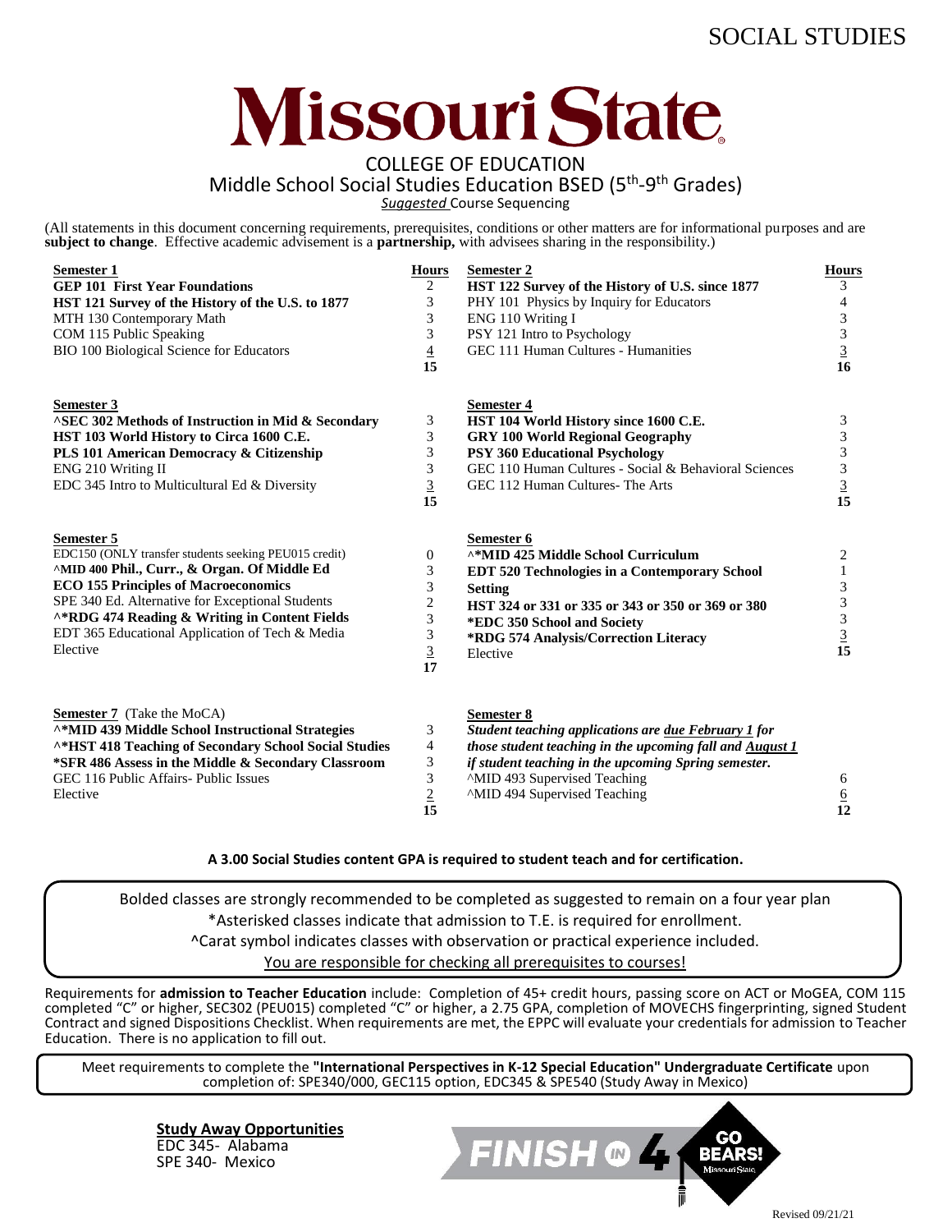SOCIAL STUDIES

# Missouri State

## COLLEGE OF EDUCATION

## Middle School Social Studies Education BSED (5th-9th Grades)

*Suggested* Course Sequencing

(All statements in this document concerning requirements, prerequisites, conditions or other matters are for informational purposes and are **subject to change**. Effective academic advisement is a **partnership,** with advisees sharing in the responsibility.)

| Semester 1 | Hours | Semester 2 | Hours |
|---|---|---|---|
| **GEP 101 First Year Foundations** | 2 | **HST 122 Survey of the History of U.S. since 1877** | 3 |
| **HST 121 Survey of the History of the U.S. to 1877** | 3 | PHY 101 Physics by Inquiry for Educators | 4 |
| MTH 130 Contemporary Math | 3 | ENG 110 Writing I | 3 |
| COM 115 Public Speaking | 3 | PSY 121 Intro to Psychology | 3 |
| BIO 100 Biological Science for Educators | 4 | GEC 111 Human Cultures - Humanities | 3 |
| | 15 | | 16 |

| Semester 3 | Hours | Semester 4 | Hours |
|---|---|---|---|
| **^SEC 302 Methods of Instruction in Mid & Secondary** | 3 | **HST 104 World History since 1600 C.E.** | 3 |
| **HST 103 World History to Circa 1600 C.E.** | 3 | **GRY 100 World Regional Geography** | 3 |
| **PLS 101 American Democracy & Citizenship** | 3 | **PSY 360 Educational Psychology** | 3 |
| ENG 210 Writing II | 3 | GEC 110 Human Cultures - Social & Behavioral Sciences | 3 |
| EDC 345 Intro to Multicultural Ed & Diversity | 3 | GEC 112 Human Cultures- The Arts | 3 |
| | 15 | | 15 |

| Semester 5 | Hours | Semester 6 | Hours |
|---|---|---|---|
| EDC150 (ONLY transfer students seeking PEU015 credit) | 0 | **^*MID 425 Middle School Curriculum** | 2 |
| **^MID 400 Phil., Curr., & Organ. Of Middle Ed** | 3 | **EDT 520 Technologies in a Contemporary School Setting** | 1 |
| **ECO 155 Principles of Macroeconomics** | 3 | **HST 324 or 331 or 335 or 343 or 350 or 369 or 380** | 3 |
| SPE 340 Ed. Alternative for Exceptional Students | 2 | ***EDC 350 School and Society** | 3 |
| **^*RDG 474 Reading & Writing in Content Fields** | 3 | ***RDG 574 Analysis/Correction Literacy** | 3 |
| EDT 365 Educational Application of Tech & Media | 3 | Elective | 3 |
| Elective | 3 | | 15 |
| | 17 | | |

| Semester 7 (Take the MoCA) | Hours | Semester 8 | Hours |
|---|---|---|---|
| **^*MID 439 Middle School Instructional Strategies** | 3 | ***Student teaching applications are due February 1 for those student teaching in the upcoming fall and August 1 if student teaching in the upcoming Spring semester.*** | |
| **^*HST 418 Teaching of Secondary School Social Studies** | 4 | ^MID 493 Supervised Teaching | 6 |
| ***SFR 486 Assess in the Middle & Secondary Classroom** | 3 | ^MID 494 Supervised Teaching | 6 |
| GEC 116 Public Affairs- Public Issues | 3 | | |
| Elective | 2 | | |
| | 15 | | 12 |

**A 3.00 Social Studies content GPA is required to student teach and for certification.**

Bolded classes are strongly recommended to be completed as suggested to remain on a four year plan
*Asterisked classes indicate that admission to T.E. is required for enrollment.
^Carat symbol indicates classes with observation or practical experience included.
You are responsible for checking all prerequisites to courses!

Requirements for **admission to Teacher Education** include: Completion of 45+ credit hours, passing score on ACT or MoGEA, COM 115 completed "C" or higher, SEC302 (PEU015) completed "C" or higher, a 2.75 GPA, completion of MOVECHS fingerprinting, signed Student Contract and signed Dispositions Checklist. When requirements are met, the EPPC will evaluate your credentials for admission to Teacher Education. There is no application to fill out.

Meet requirements to complete the **"International Perspectives in K-12 Special Education" Undergraduate Certificate** upon completion of: SPE340/000, GEC115 option, EDC345 & SPE540 (Study Away in Mexico)

**Study Away Opportunities**
EDC 345- Alabama
SPE 340- Mexico

FINISH IN 4 GO BEARS! Missouri State

Revised 09/21/21